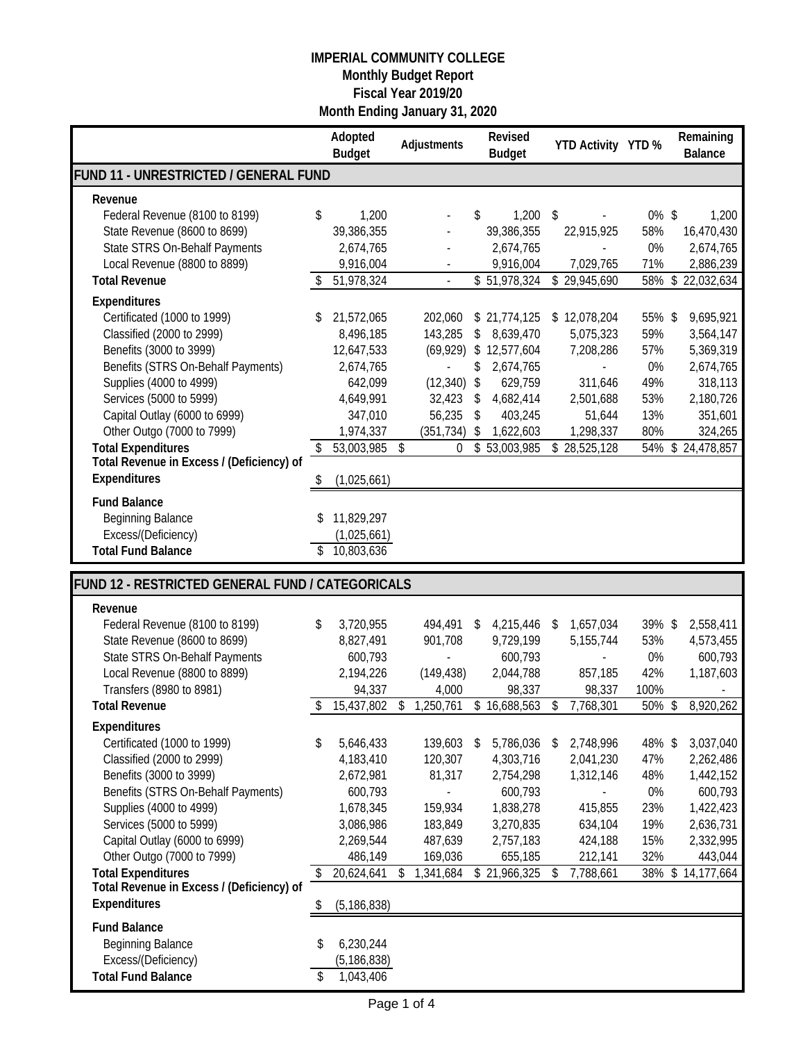# IMPERIAL COMMUNITY COLLEGE
## Monthly Budget Report
## Fiscal Year 2019/20
## Month Ending January 31, 2020

| | Adopted Budget | Adjustments | Revised Budget | YTD Activity | YTD % | Remaining Balance |
|---|---|---|---|---|---|---|
| **FUND 11 - UNRESTRICTED / GENERAL FUND** | | | | | | |
| **Revenue** | | | | | | |
| Federal Revenue (8100 to 8199) | $ 1,200 | - | $ 1,200 | $ - | 0% | $ 1,200 |
| State Revenue (8600 to 8699) | 39,386,355 | - | 39,386,355 | 22,915,925 | 58% | 16,470,430 |
| State STRS On-Behalf Payments | 2,674,765 | - | 2,674,765 | - | 0% | 2,674,765 |
| Local Revenue (8800 to 8899) | 9,916,004 | - | 9,916,004 | 7,029,765 | 71% | 2,886,239 |
| **Total Revenue** | $ 51,978,324 | - | $ 51,978,324 | $ 29,945,690 | 58% | $ 22,032,634 |
| **Expenditures** | | | | | | |
| Certificated (1000 to 1999) | $ 21,572,065 | 202,060 | $ 21,774,125 | $ 12,078,204 | 55% | $ 9,695,921 |
| Classified (2000 to 2999) | 8,496,185 | 143,285 | $ 8,639,470 | 5,075,323 | 59% | 3,564,147 |
| Benefits (3000 to 3999) | 12,647,533 | (69,929) | $ 12,577,604 | 7,208,286 | 57% | 5,369,319 |
| Benefits (STRS On-Behalf Payments) | 2,674,765 | - | $ 2,674,765 | - | 0% | 2,674,765 |
| Supplies (4000 to 4999) | 642,099 | (12,340) | $ 629,759 | 311,646 | 49% | 318,113 |
| Services (5000 to 5999) | 4,649,991 | 32,423 | $ 4,682,414 | 2,501,688 | 53% | 2,180,726 |
| Capital Outlay (6000 to 6999) | 347,010 | 56,235 | $ 403,245 | 51,644 | 13% | 351,601 |
| Other Outgo (7000 to 7999) | 1,974,337 | (351,734) | $ 1,622,603 | 1,298,337 | 80% | 324,265 |
| **Total Expenditures** | $ 53,003,985 | $ 0 | $ 53,003,985 | $ 28,525,128 | 54% | $ 24,478,857 |
| **Total Revenue in Excess / (Deficiency) of Expenditures** | $ (1,025,661) | | | | | |
| **Fund Balance** | | | | | | |
| Beginning Balance | $ 11,829,297 | | | | | |
| Excess/(Deficiency) | (1,025,661) | | | | | |
| **Total Fund Balance** | $ 10,803,636 | | | | | |

| | Adopted Budget | Adjustments | Revised Budget | YTD Activity | YTD % | Remaining Balance |
|---|---|---|---|---|---|---|
| **FUND 12 - RESTRICTED GENERAL FUND / CATEGORICALS** | | | | | | |
| **Revenue** | | | | | | |
| Federal Revenue (8100 to 8199) | $ 3,720,955 | 494,491 | $ 4,215,446 | $ 1,657,034 | 39% | $ 2,558,411 |
| State Revenue (8600 to 8699) | 8,827,491 | 901,708 | 9,729,199 | 5,155,744 | 53% | 4,573,455 |
| State STRS On-Behalf Payments | 600,793 | - | 600,793 | - | 0% | 600,793 |
| Local Revenue (8800 to 8899) | 2,194,226 | (149,438) | 2,044,788 | 857,185 | 42% | 1,187,603 |
| Transfers (8980 to 8981) | 94,337 | 4,000 | 98,337 | 98,337 | 100% | - |
| **Total Revenue** | $ 15,437,802 | $ 1,250,761 | $ 16,688,563 | $ 7,768,301 | 50% | $ 8,920,262 |
| **Expenditures** | | | | | | |
| Certificated (1000 to 1999) | $ 5,646,433 | 139,603 | $ 5,786,036 | $ 2,748,996 | 48% | $ 3,037,040 |
| Classified (2000 to 2999) | 4,183,410 | 120,307 | 4,303,716 | 2,041,230 | 47% | 2,262,486 |
| Benefits (3000 to 3999) | 2,672,981 | 81,317 | 2,754,298 | 1,312,146 | 48% | 1,442,152 |
| Benefits (STRS On-Behalf Payments) | 600,793 | - | 600,793 | - | 0% | 600,793 |
| Supplies (4000 to 4999) | 1,678,345 | 159,934 | 1,838,278 | 415,855 | 23% | 1,422,423 |
| Services (5000 to 5999) | 3,086,986 | 183,849 | 3,270,835 | 634,104 | 19% | 2,636,731 |
| Capital Outlay (6000 to 6999) | 2,269,544 | 487,639 | 2,757,183 | 424,188 | 15% | 2,332,995 |
| Other Outgo (7000 to 7999) | 486,149 | 169,036 | 655,185 | 212,141 | 32% | 443,044 |
| **Total Expenditures** | $ 20,624,641 | $ 1,341,684 | $ 21,966,325 | $ 7,788,661 | 38% | $ 14,177,664 |
| **Total Revenue in Excess / (Deficiency) of Expenditures** | $ (5,186,838) | | | | | |
| **Fund Balance** | | | | | | |
| Beginning Balance | $ 6,230,244 | | | | | |
| Excess/(Deficiency) | (5,186,838) | | | | | |
| **Total Fund Balance** | $ 1,043,406 | | | | | |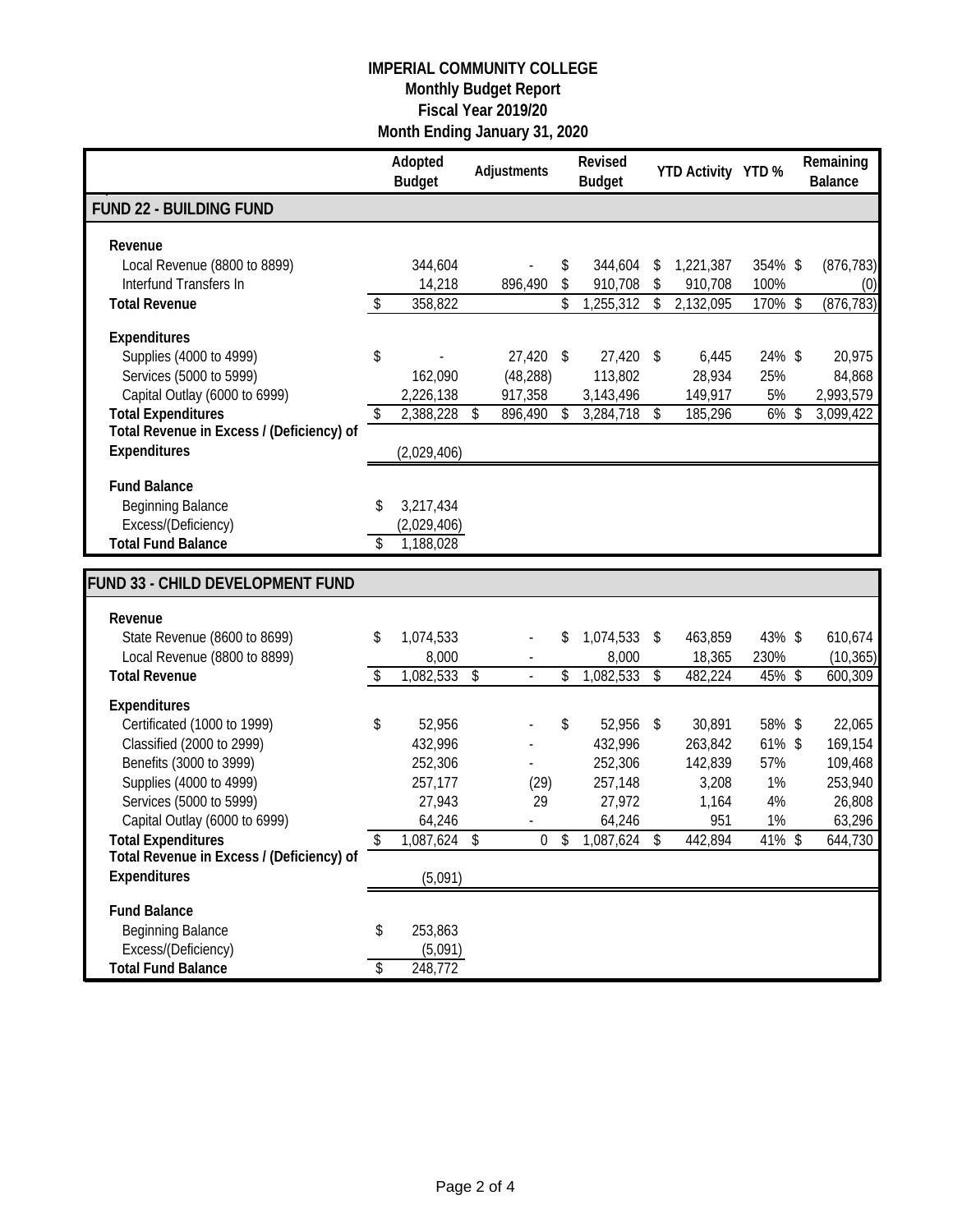**IMPERIAL COMMUNITY COLLEGE**
**Monthly Budget Report**
**Fiscal Year 2019/20**
**Month Ending January 31, 2020**

| | Adopted Budget | Adjustments | Revised Budget | YTD Activity | YTD % | Remaining Balance |
|---|---|---|---|---|---|---|
| **FUND 22 - BUILDING FUND** | | | | | | |
| **Revenue** | | | | | | |
| Local Revenue (8800 to 8899) | 344,604 | - | $ 344,604 | $ 1,221,387 | 354% | $ (876,783) |
| Interfund Transfers In | 14,218 | 896,490 | $ 910,708 | $ 910,708 | 100% | (0) |
| **Total Revenue** | $ 358,822 | | $ 1,255,312 | $ 2,132,095 | 170% | $ (876,783) |
| **Expenditures** | | | | | | |
| Supplies (4000 to 4999) | $ - | 27,420 | $ 27,420 | $ 6,445 | 24% | $ 20,975 |
| Services (5000 to 5999) | 162,090 | (48,288) | 113,802 | 28,934 | 25% | 84,868 |
| Capital Outlay (6000 to 6999) | 2,226,138 | 917,358 | 3,143,496 | 149,917 | 5% | 2,993,579 |
| **Total Expenditures** | $ 2,388,228 | $ 896,490 | $ 3,284,718 | $ 185,296 | 6% | $ 3,099,422 |
| **Total Revenue in Excess / (Deficiency) of Expenditures** | (2,029,406) | | | | | |
| **Fund Balance** | | | | | | |
| Beginning Balance | $ 3,217,434 | | | | | |
| Excess/(Deficiency) | (2,029,406) | | | | | |
| **Total Fund Balance** | $ 1,188,028 | | | | | |

| | Adopted Budget | Adjustments | Revised Budget | YTD Activity | YTD % | Remaining Balance |
|---|---|---|---|---|---|---|
| **FUND 33 - CHILD DEVELOPMENT FUND** | | | | | | |
| **Revenue** | | | | | | |
| State Revenue (8600 to 8699) | $ 1,074,533 | - | $ 1,074,533 | $ 463,859 | 43% | $ 610,674 |
| Local Revenue (8800 to 8899) | 8,000 | - | 8,000 | 18,365 | 230% | (10,365) |
| **Total Revenue** | $ 1,082,533 | $ - | $ 1,082,533 | $ 482,224 | 45% | $ 600,309 |
| **Expenditures** | | | | | | |
| Certificated (1000 to 1999) | $ 52,956 | - | $ 52,956 | $ 30,891 | 58% | $ 22,065 |
| Classified (2000 to 2999) | 432,996 | - | 432,996 | 263,842 | 61% | $ 169,154 |
| Benefits (3000 to 3999) | 252,306 | - | 252,306 | 142,839 | 57% | 109,468 |
| Supplies (4000 to 4999) | 257,177 | (29) | 257,148 | 3,208 | 1% | 253,940 |
| Services (5000 to 5999) | 27,943 | 29 | 27,972 | 1,164 | 4% | 26,808 |
| Capital Outlay (6000 to 6999) | 64,246 | - | 64,246 | 951 | 1% | 63,296 |
| **Total Expenditures** | $ 1,087,624 | $ 0 | $ 1,087,624 | $ 442,894 | 41% | $ 644,730 |
| **Total Revenue in Excess / (Deficiency) of Expenditures** | (5,091) | | | | | |
| **Fund Balance** | | | | | | |
| Beginning Balance | $ 253,863 | | | | | |
| Excess/(Deficiency) | (5,091) | | | | | |
| **Total Fund Balance** | $ 248,772 | | | | | |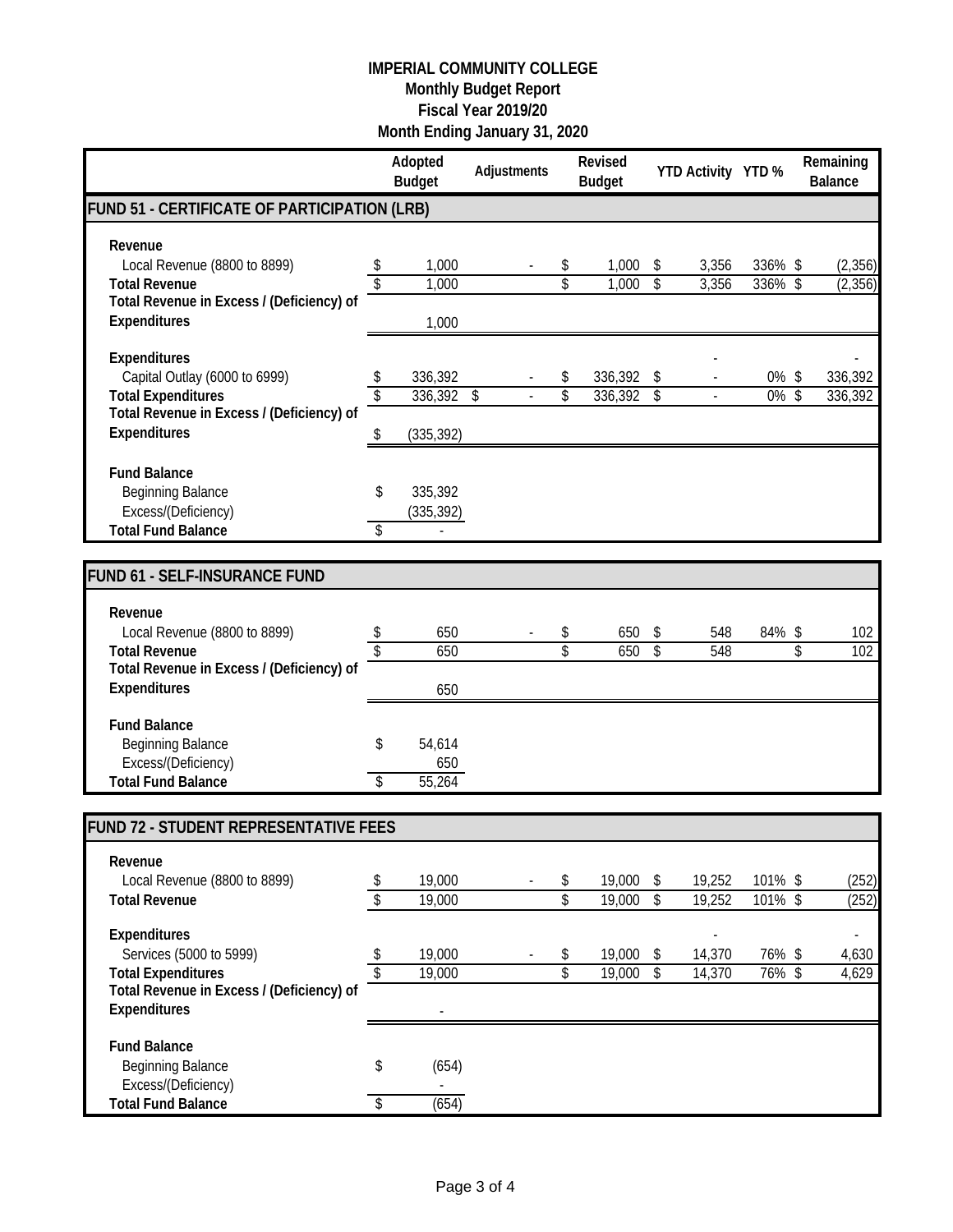# IMPERIAL COMMUNITY COLLEGE
## Monthly Budget Report
## Fiscal Year 2019/20
## Month Ending January 31, 2020

| | Adopted Budget | Adjustments | Revised Budget | YTD Activity | YTD % | Remaining Balance |
|---|---|---|---|---|---|---|
| **FUND 51 - CERTIFICATE OF PARTICIPATION (LRB)** | | | | | | |
| **Revenue** | | | | | | |
| Local Revenue (8800 to 8899) | $ 1,000 | - | $ 1,000 | $ 3,356 | 336% | $ (2,356) |
| **Total Revenue** | $ 1,000 | | $ 1,000 | $ 3,356 | 336% | $ (2,356) |
| **Total Revenue in Excess / (Deficiency) of Expenditures** | 1,000 | | | | | |
| **Expenditures** | | | | - | | - |
| Capital Outlay (6000 to 6999) | $ 336,392 | - | $ 336,392 | $ - | 0% | $ 336,392 |
| **Total Expenditures** | $ 336,392 | $ - | $ 336,392 | $ - | 0% | $ 336,392 |
| **Total Revenue in Excess / (Deficiency) of Expenditures** | $ (335,392) | | | | | |
| **Fund Balance** | | | | | | |
| Beginning Balance | $ 335,392 | | | | | |
| Excess/(Deficiency) | (335,392) | | | | | |
| **Total Fund Balance** | $ - | | | | | |

| | Adopted Budget | Adjustments | Revised Budget | YTD Activity | YTD % | Remaining Balance |
|---|---|---|---|---|---|---|
| **FUND 61 - SELF-INSURANCE FUND** | | | | | | |
| **Revenue** | | | | | | |
| Local Revenue (8800 to 8899) | $ 650 | - | $ 650 | $ 548 | 84% | $ 102 |
| **Total Revenue** | $ 650 | | $ 650 | $ 548 | | $ 102 |
| **Total Revenue in Excess / (Deficiency) of Expenditures** | 650 | | | | | |
| **Fund Balance** | | | | | | |
| Beginning Balance | $ 54,614 | | | | | |
| Excess/(Deficiency) | 650 | | | | | |
| **Total Fund Balance** | $ 55,264 | | | | | |

| | Adopted Budget | Adjustments | Revised Budget | YTD Activity | YTD % | Remaining Balance |
|---|---|---|---|---|---|---|
| **FUND 72 - STUDENT REPRESENTATIVE FEES** | | | | | | |
| **Revenue** | | | | | | |
| Local Revenue (8800 to 8899) | $ 19,000 | - | $ 19,000 | $ 19,252 | 101% | $ (252) |
| **Total Revenue** | $ 19,000 | | $ 19,000 | $ 19,252 | 101% | $ (252) |
| **Expenditures** | | | | - | | - |
| Services (5000 to 5999) | $ 19,000 | - | $ 19,000 | $ 14,370 | 76% | $ 4,630 |
| **Total Expenditures** | $ 19,000 | | $ 19,000 | $ 14,370 | 76% | $ 4,629 |
| **Total Revenue in Excess / (Deficiency) of Expenditures** | - | | | | | |
| **Fund Balance** | | | | | | |
| Beginning Balance | $ (654) | | | | | |
| Excess/(Deficiency) | - | | | | | |
| **Total Fund Balance** | $ (654) | | | | | |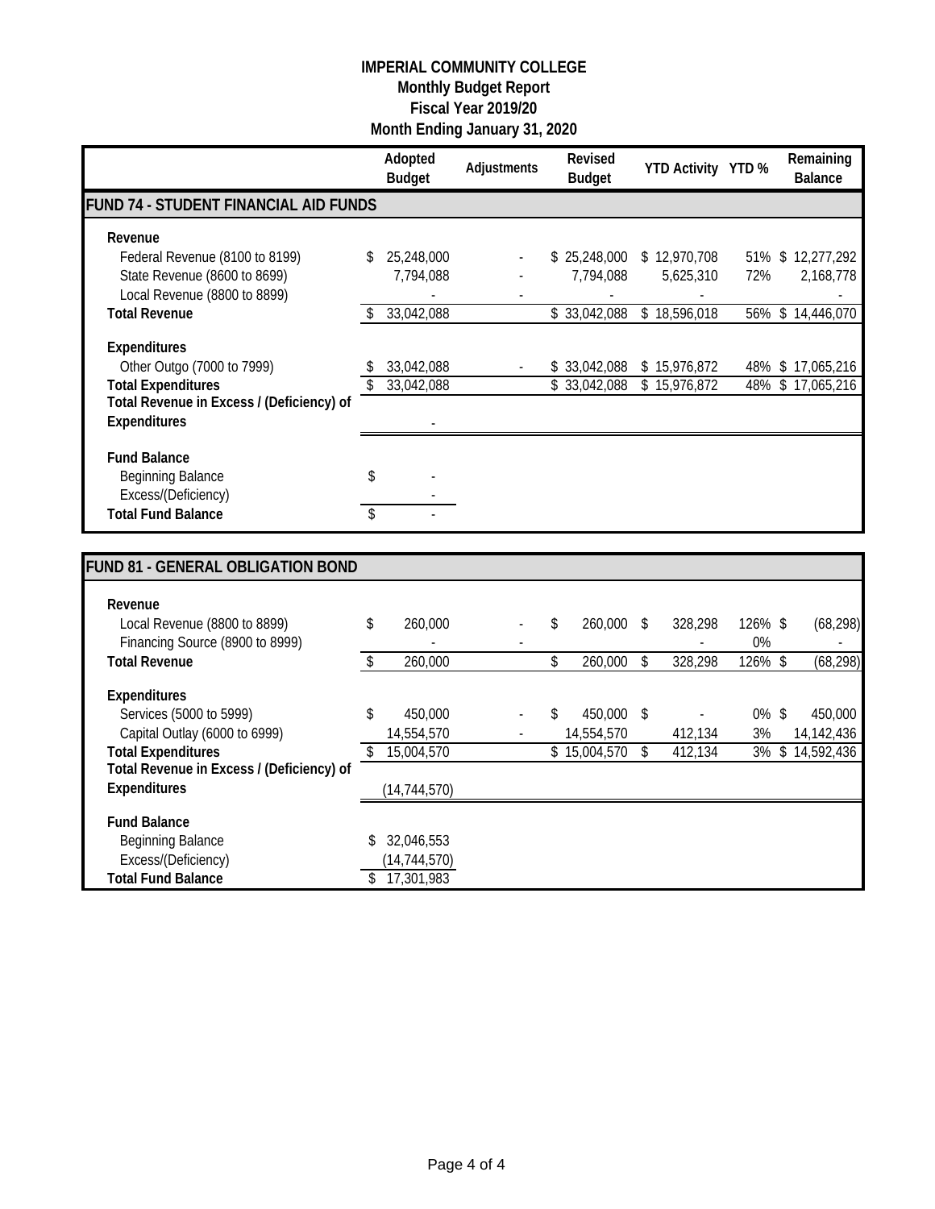# IMPERIAL COMMUNITY COLLEGE
## Monthly Budget Report
## Fiscal Year 2019/20
## Month Ending January 31, 2020

| | Adopted Budget | Adjustments | Revised Budget | YTD Activity | YTD % | Remaining Balance |
|---|---|---|---|---|---|---|
| **FUND 74 - STUDENT FINANCIAL AID FUNDS** | | | | | | |
| **Revenue** | | | | | | |
| Federal Revenue (8100 to 8199) | $ 25,248,000 | - | $ 25,248,000 | $ 12,970,708 | 51% | $ 12,277,292 |
| State Revenue (8600 to 8699) | 7,794,088 | - | 7,794,088 | 5,625,310 | 72% | 2,168,778 |
| Local Revenue (8800 to 8899) | - | - | - | - | | - |
| **Total Revenue** | $ 33,042,088 | | $ 33,042,088 | $ 18,596,018 | 56% | $ 14,446,070 |
| **Expenditures** | | | | | | |
| Other Outgo (7000 to 7999) | $ 33,042,088 | - | $ 33,042,088 | $ 15,976,872 | 48% | $ 17,065,216 |
| **Total Expenditures** | $ 33,042,088 | | $ 33,042,088 | $ 15,976,872 | 48% | $ 17,065,216 |
| **Total Revenue in Excess / (Deficiency) of Expenditures** | - | | | | | |
| **Fund Balance** | | | | | | |
| Beginning Balance | $ - | | | | | |
| Excess/(Deficiency) | - | | | | | |
| **Total Fund Balance** | $ - | | | | | |

| | Adopted Budget | Adjustments | Revised Budget | YTD Activity | YTD % | Remaining Balance |
|---|---|---|---|---|---|---|
| **FUND 81 - GENERAL OBLIGATION BOND** | | | | | | |
| **Revenue** | | | | | | |
| Local Revenue (8800 to 8899) | $ 260,000 | - | $ 260,000 | $ 328,298 | 126% | $ (68,298) |
| Financing Source (8900 to 8999) | - | - | | - | 0% | - |
| **Total Revenue** | $ 260,000 | | $ 260,000 | $ 328,298 | 126% | $ (68,298) |
| **Expenditures** | | | | | | |
| Services (5000 to 5999) | $ 450,000 | - | $ 450,000 | $ - | 0% | $ 450,000 |
| Capital Outlay (6000 to 6999) | 14,554,570 | - | 14,554,570 | 412,134 | 3% | 14,142,436 |
| **Total Expenditures** | $ 15,004,570 | | $ 15,004,570 | $ 412,134 | 3% | $ 14,592,436 |
| **Total Revenue in Excess / (Deficiency) of Expenditures** | (14,744,570) | | | | | |
| **Fund Balance** | | | | | | |
| Beginning Balance | $ 32,046,553 | | | | | |
| Excess/(Deficiency) | (14,744,570) | | | | | |
| **Total Fund Balance** | $ 17,301,983 | | | | | |